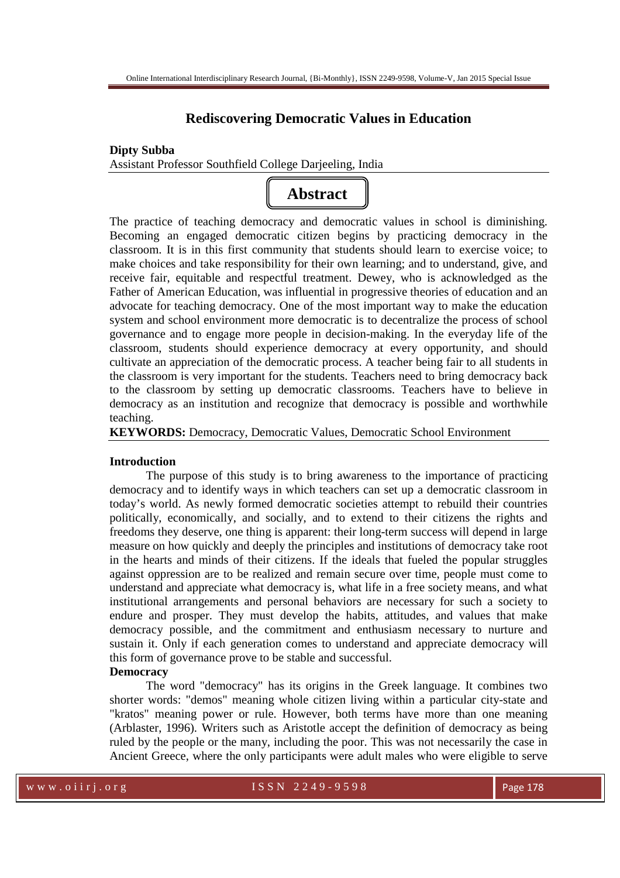# Rediscovering Democratic Values in Education

**Dipty Subba**
Assistant Professor Southfield College Darjeeling, India

## Abstract

The practice of teaching democracy and democratic values in school is diminishing. Becoming an engaged democratic citizen begins by practicing democracy in the classroom. It is in this first community that students should learn to exercise voice; to make choices and take responsibility for their own learning; and to understand, give, and receive fair, equitable and respectful treatment. Dewey, who is acknowledged as the Father of American Education, was influential in progressive theories of education and an advocate for teaching democracy. One of the most important way to make the education system and school environment more democratic is to decentralize the process of school governance and to engage more people in decision-making. In the everyday life of the classroom, students should experience democracy at every opportunity, and should cultivate an appreciation of the democratic process. A teacher being fair to all students in the classroom is very important for the students. Teachers need to bring democracy back to the classroom by setting up democratic classrooms. Teachers have to believe in democracy as an institution and recognize that democracy is possible and worthwhile teaching.

**KEYWORDS:** Democracy, Democratic Values, Democratic School Environment

### Introduction

The purpose of this study is to bring awareness to the importance of practicing democracy and to identify ways in which teachers can set up a democratic classroom in today's world. As newly formed democratic societies attempt to rebuild their countries politically, economically, and socially, and to extend to their citizens the rights and freedoms they deserve, one thing is apparent: their long-term success will depend in large measure on how quickly and deeply the principles and institutions of democracy take root in the hearts and minds of their citizens. If the ideals that fueled the popular struggles against oppression are to be realized and remain secure over time, people must come to understand and appreciate what democracy is, what life in a free society means, and what institutional arrangements and personal behaviors are necessary for such a society to endure and prosper. They must develop the habits, attitudes, and values that make democracy possible, and the commitment and enthusiasm necessary to nurture and sustain it. Only if each generation comes to understand and appreciate democracy will this form of governance prove to be stable and successful.

### Democracy

The word "democracy" has its origins in the Greek language. It combines two shorter words: "demos" meaning whole citizen living within a particular city-state and "kratos" meaning power or rule. However, both terms have more than one meaning (Arblaster, 1996). Writers such as Aristotle accept the definition of democracy as being ruled by the people or the many, including the poor. This was not necessarily the case in Ancient Greece, where the only participants were adult males who were eligible to serve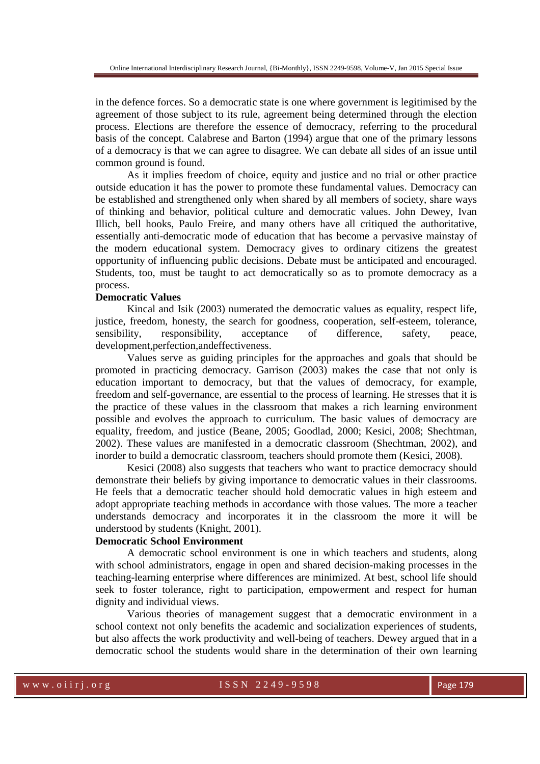in the defence forces. So a democratic state is one where government is legitimised by the agreement of those subject to its rule, agreement being determined through the election process. Elections are therefore the essence of democracy, referring to the procedural basis of the concept. Calabrese and Barton (1994) argue that one of the primary lessons of a democracy is that we can agree to disagree. We can debate all sides of an issue until common ground is found.

As it implies freedom of choice, equity and justice and no trial or other practice outside education it has the power to promote these fundamental values. Democracy can be established and strengthened only when shared by all members of society, share ways of thinking and behavior, political culture and democratic values. John Dewey, Ivan Illich, bell hooks, Paulo Freire, and many others have all critiqued the authoritative, essentially anti-democratic mode of education that has become a pervasive mainstay of the modern educational system. Democracy gives to ordinary citizens the greatest opportunity of influencing public decisions. Debate must be anticipated and encouraged. Students, too, must be taught to act democratically so as to promote democracy as a process.

**Democratic Values**

Kincal and Isik (2003) numerated the democratic values as equality, respect life, justice, freedom, honesty, the search for goodness, cooperation, self-esteem, tolerance, sensibility, responsibility, acceptance of difference, safety, peace, development,perfection,andeffectiveness.

Values serve as guiding principles for the approaches and goals that should be promoted in practicing democracy. Garrison (2003) makes the case that not only is education important to democracy, but that the values of democracy, for example, freedom and self-governance, are essential to the process of learning. He stresses that it is the practice of these values in the classroom that makes a rich learning environment possible and evolves the approach to curriculum. The basic values of democracy are equality, freedom, and justice (Beane, 2005; Goodlad, 2000; Kesici, 2008; Shechtman, 2002). These values are manifested in a democratic classroom (Shechtman, 2002), and inorder to build a democratic classroom, teachers should promote them (Kesici, 2008).

Kesici (2008) also suggests that teachers who want to practice democracy should demonstrate their beliefs by giving importance to democratic values in their classrooms. He feels that a democratic teacher should hold democratic values in high esteem and adopt appropriate teaching methods in accordance with those values. The more a teacher understands democracy and incorporates it in the classroom the more it will be understood by students (Knight, 2001).

**Democratic School Environment**

A democratic school environment is one in which teachers and students, along with school administrators, engage in open and shared decision-making processes in the teaching-learning enterprise where differences are minimized. At best, school life should seek to foster tolerance, right to participation, empowerment and respect for human dignity and individual views.

Various theories of management suggest that a democratic environment in a school context not only benefits the academic and socialization experiences of students, but also affects the work productivity and well-being of teachers. Dewey argued that in a democratic school the students would share in the determination of their own learning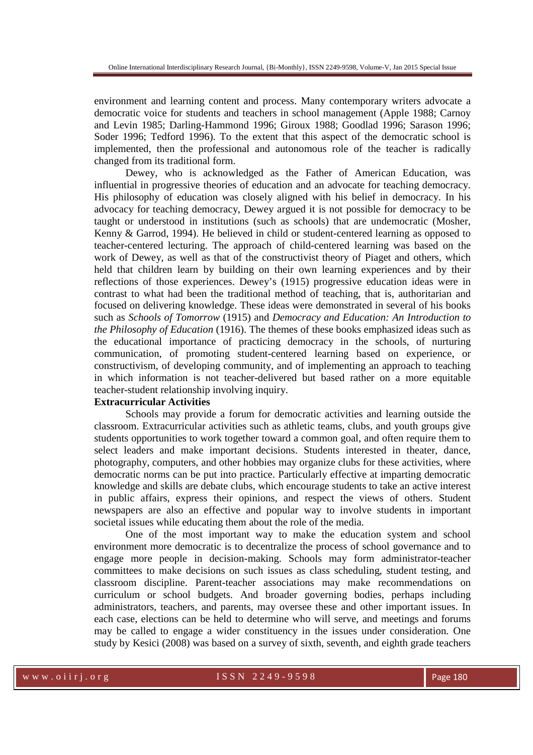environment and learning content and process. Many contemporary writers advocate a democratic voice for students and teachers in school management (Apple 1988; Carnoy and Levin 1985; Darling-Hammond 1996; Giroux 1988; Goodlad 1996; Sarason 1996; Soder 1996; Tedford 1996). To the extent that this aspect of the democratic school is implemented, then the professional and autonomous role of the teacher is radically changed from its traditional form.

Dewey, who is acknowledged as the Father of American Education, was influential in progressive theories of education and an advocate for teaching democracy. His philosophy of education was closely aligned with his belief in democracy. In his advocacy for teaching democracy, Dewey argued it is not possible for democracy to be taught or understood in institutions (such as schools) that are undemocratic (Mosher, Kenny & Garrod, 1994). He believed in child or student-centered learning as opposed to teacher-centered lecturing. The approach of child-centered learning was based on the work of Dewey, as well as that of the constructivist theory of Piaget and others, which held that children learn by building on their own learning experiences and by their reflections of those experiences. Dewey's (1915) progressive education ideas were in contrast to what had been the traditional method of teaching, that is, authoritarian and focused on delivering knowledge. These ideas were demonstrated in several of his books such as *Schools of Tomorrow* (1915) and *Democracy and Education: An Introduction to the Philosophy of Education* (1916). The themes of these books emphasized ideas such as the educational importance of practicing democracy in the schools, of nurturing communication, of promoting student-centered learning based on experience, or constructivism, of developing community, and of implementing an approach to teaching in which information is not teacher-delivered but based rather on a more equitable teacher-student relationship involving inquiry.

**Extracurricular Activities**

Schools may provide a forum for democratic activities and learning outside the classroom. Extracurricular activities such as athletic teams, clubs, and youth groups give students opportunities to work together toward a common goal, and often require them to select leaders and make important decisions. Students interested in theater, dance, photography, computers, and other hobbies may organize clubs for these activities, where democratic norms can be put into practice. Particularly effective at imparting democratic knowledge and skills are debate clubs, which encourage students to take an active interest in public affairs, express their opinions, and respect the views of others. Student newspapers are also an effective and popular way to involve students in important societal issues while educating them about the role of the media.

One of the most important way to make the education system and school environment more democratic is to decentralize the process of school governance and to engage more people in decision-making. Schools may form administrator-teacher committees to make decisions on such issues as class scheduling, student testing, and classroom discipline. Parent-teacher associations may make recommendations on curriculum or school budgets. And broader governing bodies, perhaps including administrators, teachers, and parents, may oversee these and other important issues. In each case, elections can be held to determine who will serve, and meetings and forums may be called to engage a wider constituency in the issues under consideration. One study by Kesici (2008) was based on a survey of sixth, seventh, and eighth grade teachers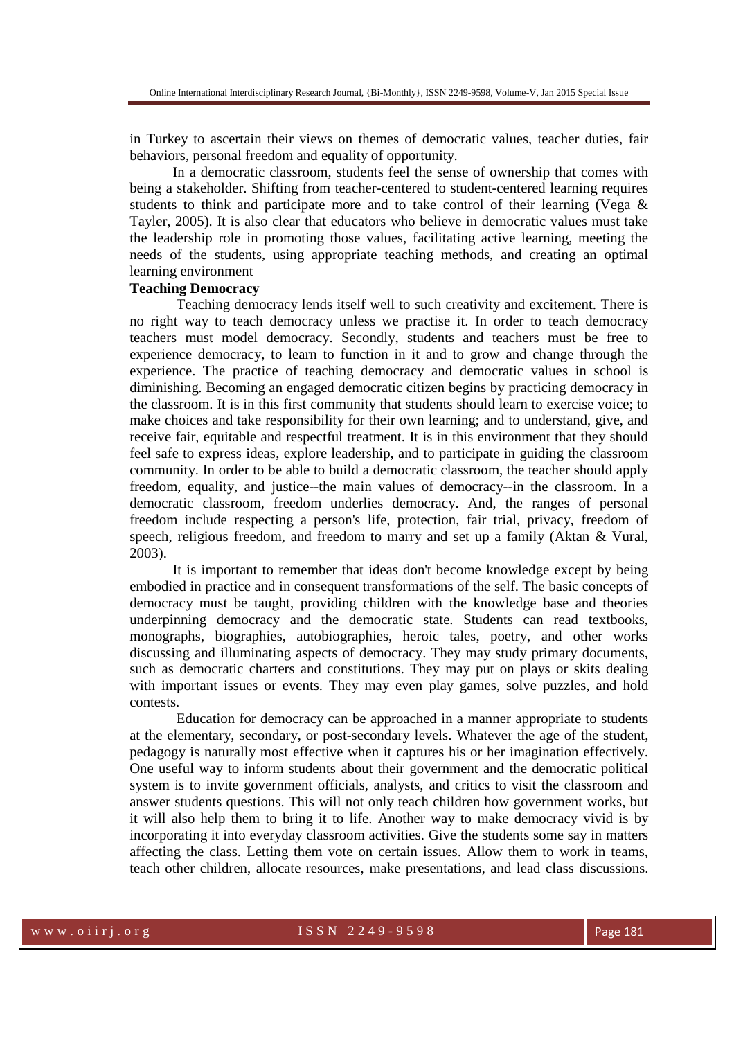in Turkey to ascertain their views on themes of democratic values, teacher duties, fair behaviors, personal freedom and equality of opportunity.

In a democratic classroom, students feel the sense of ownership that comes with being a stakeholder. Shifting from teacher-centered to student-centered learning requires students to think and participate more and to take control of their learning (Vega & Tayler, 2005). It is also clear that educators who believe in democratic values must take the leadership role in promoting those values, facilitating active learning, meeting the needs of the students, using appropriate teaching methods, and creating an optimal learning environment

**Teaching Democracy**

Teaching democracy lends itself well to such creativity and excitement. There is no right way to teach democracy unless we practise it. In order to teach democracy teachers must model democracy. Secondly, students and teachers must be free to experience democracy, to learn to function in it and to grow and change through the experience. The practice of teaching democracy and democratic values in school is diminishing. Becoming an engaged democratic citizen begins by practicing democracy in the classroom. It is in this first community that students should learn to exercise voice; to make choices and take responsibility for their own learning; and to understand, give, and receive fair, equitable and respectful treatment. It is in this environment that they should feel safe to express ideas, explore leadership, and to participate in guiding the classroom community. In order to be able to build a democratic classroom, the teacher should apply freedom, equality, and justice--the main values of democracy--in the classroom. In a democratic classroom, freedom underlies democracy. And, the ranges of personal freedom include respecting a person's life, protection, fair trial, privacy, freedom of speech, religious freedom, and freedom to marry and set up a family (Aktan & Vural, 2003).

It is important to remember that ideas don't become knowledge except by being embodied in practice and in consequent transformations of the self. The basic concepts of democracy must be taught, providing children with the knowledge base and theories underpinning democracy and the democratic state. Students can read textbooks, monographs, biographies, autobiographies, heroic tales, poetry, and other works discussing and illuminating aspects of democracy. They may study primary documents, such as democratic charters and constitutions. They may put on plays or skits dealing with important issues or events. They may even play games, solve puzzles, and hold contests.

Education for democracy can be approached in a manner appropriate to students at the elementary, secondary, or post-secondary levels. Whatever the age of the student, pedagogy is naturally most effective when it captures his or her imagination effectively. One useful way to inform students about their government and the democratic political system is to invite government officials, analysts, and critics to visit the classroom and answer students questions. This will not only teach children how government works, but it will also help them to bring it to life. Another way to make democracy vivid is by incorporating it into everyday classroom activities. Give the students some say in matters affecting the class. Letting them vote on certain issues. Allow them to work in teams, teach other children, allocate resources, make presentations, and lead class discussions.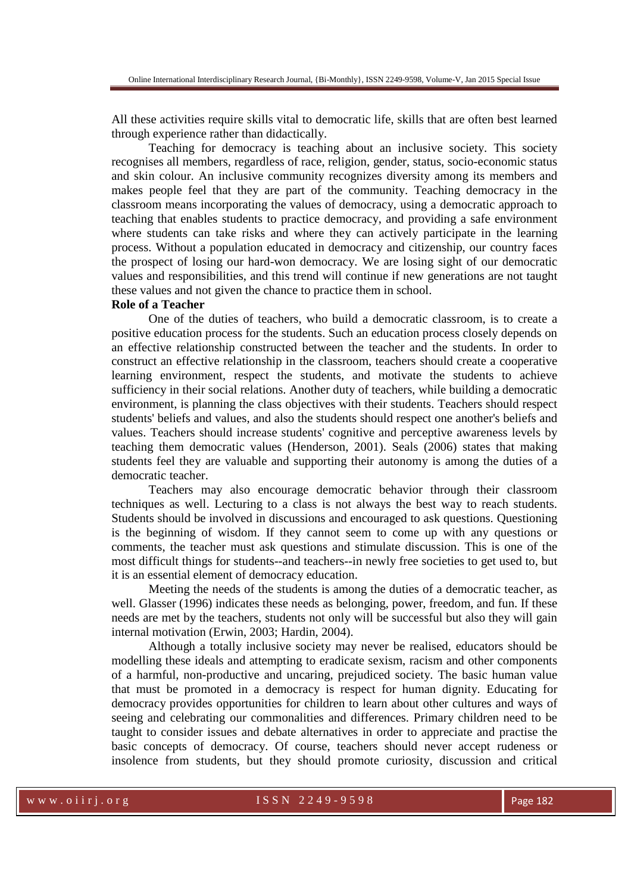All these activities require skills vital to democratic life, skills that are often best learned through experience rather than didactically.

Teaching for democracy is teaching about an inclusive society. This society recognises all members, regardless of race, religion, gender, status, socio-economic status and skin colour. An inclusive community recognizes diversity among its members and makes people feel that they are part of the community. Teaching democracy in the classroom means incorporating the values of democracy, using a democratic approach to teaching that enables students to practice democracy, and providing a safe environment where students can take risks and where they can actively participate in the learning process. Without a population educated in democracy and citizenship, our country faces the prospect of losing our hard-won democracy. We are losing sight of our democratic values and responsibilities, and this trend will continue if new generations are not taught these values and not given the chance to practice them in school.

**Role of a Teacher**

One of the duties of teachers, who build a democratic classroom, is to create a positive education process for the students. Such an education process closely depends on an effective relationship constructed between the teacher and the students. In order to construct an effective relationship in the classroom, teachers should create a cooperative learning environment, respect the students, and motivate the students to achieve sufficiency in their social relations. Another duty of teachers, while building a democratic environment, is planning the class objectives with their students. Teachers should respect students' beliefs and values, and also the students should respect one another's beliefs and values. Teachers should increase students' cognitive and perceptive awareness levels by teaching them democratic values (Henderson, 2001). Seals (2006) states that making students feel they are valuable and supporting their autonomy is among the duties of a democratic teacher.

Teachers may also encourage democratic behavior through their classroom techniques as well. Lecturing to a class is not always the best way to reach students. Students should be involved in discussions and encouraged to ask questions. Questioning is the beginning of wisdom. If they cannot seem to come up with any questions or comments, the teacher must ask questions and stimulate discussion. This is one of the most difficult things for students--and teachers--in newly free societies to get used to, but it is an essential element of democracy education.

Meeting the needs of the students is among the duties of a democratic teacher, as well. Glasser (1996) indicates these needs as belonging, power, freedom, and fun. If these needs are met by the teachers, students not only will be successful but also they will gain internal motivation (Erwin, 2003; Hardin, 2004).

Although a totally inclusive society may never be realised, educators should be modelling these ideals and attempting to eradicate sexism, racism and other components of a harmful, non-productive and uncaring, prejudiced society. The basic human value that must be promoted in a democracy is respect for human dignity. Educating for democracy provides opportunities for children to learn about other cultures and ways of seeing and celebrating our commonalities and differences. Primary children need to be taught to consider issues and debate alternatives in order to appreciate and practise the basic concepts of democracy. Of course, teachers should never accept rudeness or insolence from students, but they should promote curiosity, discussion and critical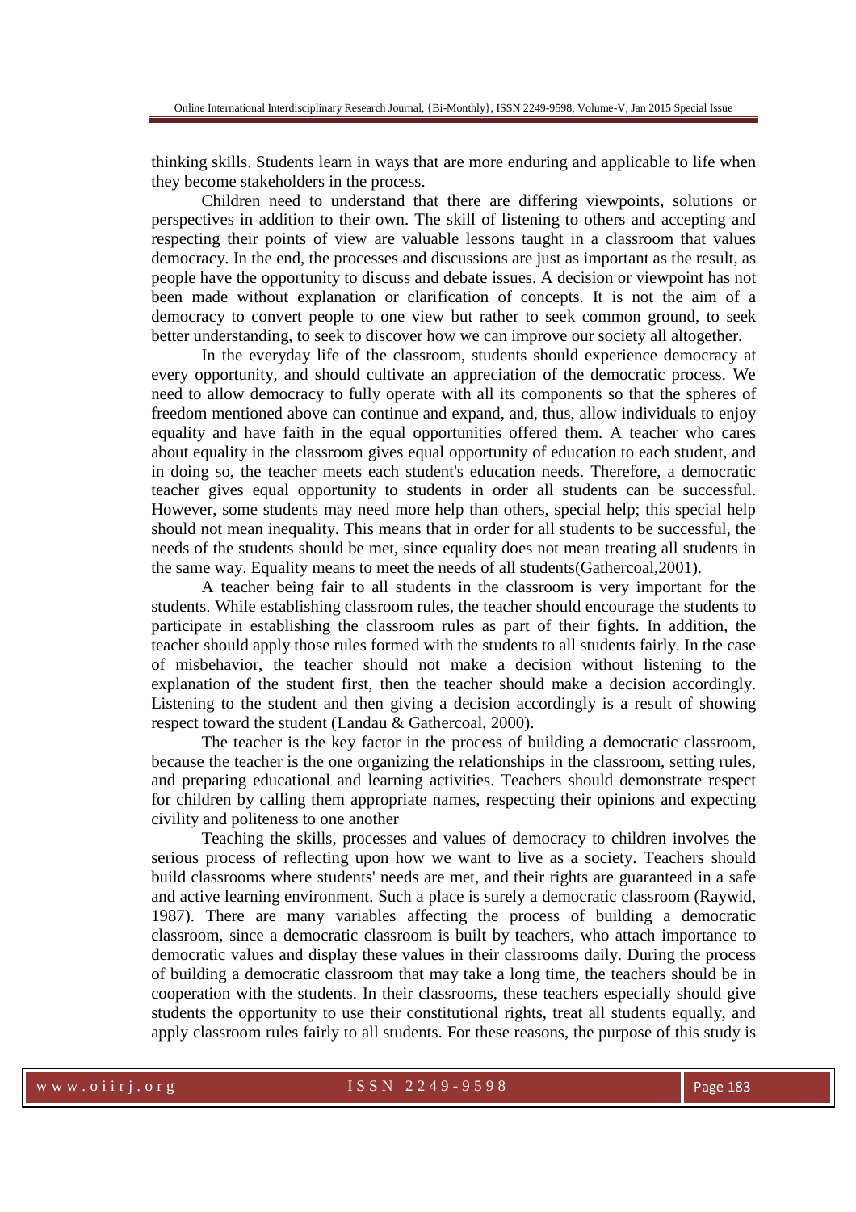thinking skills. Students learn in ways that are more enduring and applicable to life when they become stakeholders in the process.

Children need to understand that there are differing viewpoints, solutions or perspectives in addition to their own. The skill of listening to others and accepting and respecting their points of view are valuable lessons taught in a classroom that values democracy. In the end, the processes and discussions are just as important as the result, as people have the opportunity to discuss and debate issues. A decision or viewpoint has not been made without explanation or clarification of concepts. It is not the aim of a democracy to convert people to one view but rather to seek common ground, to seek better understanding, to seek to discover how we can improve our society all altogether.

In the everyday life of the classroom, students should experience democracy at every opportunity, and should cultivate an appreciation of the democratic process. We need to allow democracy to fully operate with all its components so that the spheres of freedom mentioned above can continue and expand, and, thus, allow individuals to enjoy equality and have faith in the equal opportunities offered them. A teacher who cares about equality in the classroom gives equal opportunity of education to each student, and in doing so, the teacher meets each student's education needs. Therefore, a democratic teacher gives equal opportunity to students in order all students can be successful. However, some students may need more help than others, special help; this special help should not mean inequality. This means that in order for all students to be successful, the needs of the students should be met, since equality does not mean treating all students in the same way. Equality means to meet the needs of all students(Gathercoal,2001).

A teacher being fair to all students in the classroom is very important for the students. While establishing classroom rules, the teacher should encourage the students to participate in establishing the classroom rules as part of their fights. In addition, the teacher should apply those rules formed with the students to all students fairly. In the case of misbehavior, the teacher should not make a decision without listening to the explanation of the student first, then the teacher should make a decision accordingly. Listening to the student and then giving a decision accordingly is a result of showing respect toward the student (Landau & Gathercoal, 2000).

The teacher is the key factor in the process of building a democratic classroom, because the teacher is the one organizing the relationships in the classroom, setting rules, and preparing educational and learning activities. Teachers should demonstrate respect for children by calling them appropriate names, respecting their opinions and expecting civility and politeness to one another

Teaching the skills, processes and values of democracy to children involves the serious process of reflecting upon how we want to live as a society. Teachers should build classrooms where students' needs are met, and their rights are guaranteed in a safe and active learning environment. Such a place is surely a democratic classroom (Raywid, 1987). There are many variables affecting the process of building a democratic classroom, since a democratic classroom is built by teachers, who attach importance to democratic values and display these values in their classrooms daily. During the process of building a democratic classroom that may take a long time, the teachers should be in cooperation with the students. In their classrooms, these teachers especially should give students the opportunity to use their constitutional rights, treat all students equally, and apply classroom rules fairly to all students. For these reasons, the purpose of this study is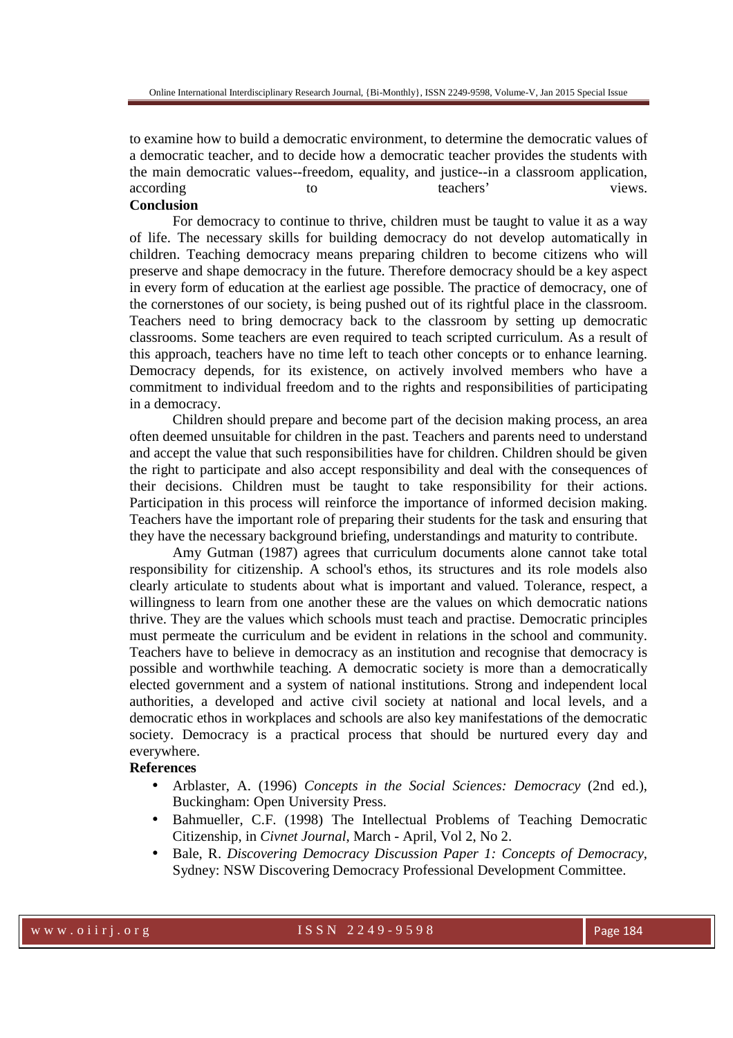to examine how to build a democratic environment, to determine the democratic values of a democratic teacher, and to decide how a democratic teacher provides the students with the main democratic values--freedom, equality, and justice--in a classroom application, according to teachers' views.

## Conclusion

For democracy to continue to thrive, children must be taught to value it as a way of life. The necessary skills for building democracy do not develop automatically in children. Teaching democracy means preparing children to become citizens who will preserve and shape democracy in the future. Therefore democracy should be a key aspect in every form of education at the earliest age possible. The practice of democracy, one of the cornerstones of our society, is being pushed out of its rightful place in the classroom. Teachers need to bring democracy back to the classroom by setting up democratic classrooms. Some teachers are even required to teach scripted curriculum. As a result of this approach, teachers have no time left to teach other concepts or to enhance learning. Democracy depends, for its existence, on actively involved members who have a commitment to individual freedom and to the rights and responsibilities of participating in a democracy.

Children should prepare and become part of the decision making process, an area often deemed unsuitable for children in the past. Teachers and parents need to understand and accept the value that such responsibilities have for children. Children should be given the right to participate and also accept responsibility and deal with the consequences of their decisions. Children must be taught to take responsibility for their actions. Participation in this process will reinforce the importance of informed decision making. Teachers have the important role of preparing their students for the task and ensuring that they have the necessary background briefing, understandings and maturity to contribute.

Amy Gutman (1987) agrees that curriculum documents alone cannot take total responsibility for citizenship. A school's ethos, its structures and its role models also clearly articulate to students about what is important and valued. Tolerance, respect, a willingness to learn from one another these are the values on which democratic nations thrive. They are the values which schools must teach and practise. Democratic principles must permeate the curriculum and be evident in relations in the school and community. Teachers have to believe in democracy as an institution and recognise that democracy is possible and worthwhile teaching. A democratic society is more than a democratically elected government and a system of national institutions. Strong and independent local authorities, a developed and active civil society at national and local levels, and a democratic ethos in workplaces and schools are also key manifestations of the democratic society. Democracy is a practical process that should be nurtured every day and everywhere.

## References

- Arblaster, A. (1996) *Concepts in the Social Sciences: Democracy* (2nd ed.), Buckingham: Open University Press.
- Bahmueller, C.F. (1998) The Intellectual Problems of Teaching Democratic Citizenship, in *Civnet Journal*, March - April, Vol 2, No 2.
- Bale, R. *Discovering Democracy Discussion Paper 1: Concepts of Democracy*, Sydney: NSW Discovering Democracy Professional Development Committee.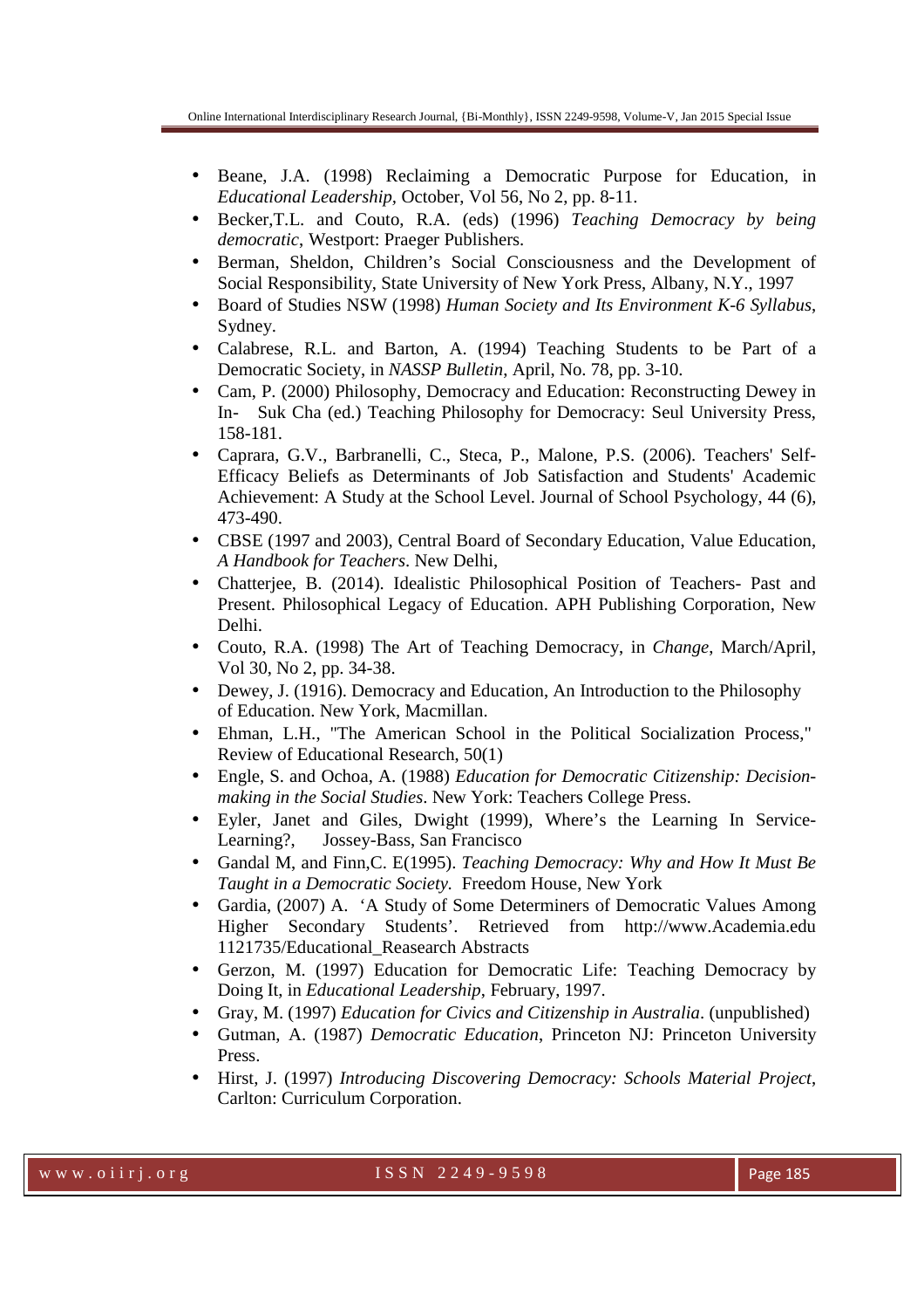- Beane, J.A. (1998) Reclaiming a Democratic Purpose for Education, in *Educational Leadership*, October, Vol 56, No 2, pp. 8-11.
- Becker,T.L. and Couto, R.A. (eds) (1996) *Teaching Democracy by being democratic*, Westport: Praeger Publishers.
- Berman, Sheldon, Children's Social Consciousness and the Development of Social Responsibility, State University of New York Press, Albany, N.Y., 1997
- Board of Studies NSW (1998) *Human Society and Its Environment K-6 Syllabus*, Sydney.
- Calabrese, R.L. and Barton, A. (1994) Teaching Students to be Part of a Democratic Society, in *NASSP Bulletin*, April, No. 78, pp. 3-10.
- Cam, P. (2000) Philosophy, Democracy and Education: Reconstructing Dewey in In- Suk Cha (ed.) Teaching Philosophy for Democracy: Seul University Press, 158-181.
- Caprara, G.V., Barbranelli, C., Steca, P., Malone, P.S. (2006). Teachers' Self-Efficacy Beliefs as Determinants of Job Satisfaction and Students' Academic Achievement: A Study at the School Level. Journal of School Psychology, 44 (6), 473-490.
- CBSE (1997 and 2003), Central Board of Secondary Education, Value Education, *A Handbook for Teachers*. New Delhi,
- Chatterjee, B. (2014). Idealistic Philosophical Position of Teachers- Past and Present. Philosophical Legacy of Education. APH Publishing Corporation, New Delhi.
- Couto, R.A. (1998) The Art of Teaching Democracy, in *Change*, March/April, Vol 30, No 2, pp. 34-38.
- Dewey, J. (1916). Democracy and Education, An Introduction to the Philosophy of Education. New York, Macmillan.
- Ehman, L.H., "The American School in the Political Socialization Process," Review of Educational Research, 50(1)
- Engle, S. and Ochoa, A. (1988) *Education for Democratic Citizenship: Decision-making in the Social Studies*. New York: Teachers College Press.
- Eyler, Janet and Giles, Dwight (1999), Where's the Learning In Service-Learning?, Jossey-Bass, San Francisco
- Gandal M, and Finn,C. E(1995). *Teaching Democracy: Why and How It Must Be Taught in a Democratic Society.* Freedom House, New York
- Gardia, (2007) A. 'A Study of Some Determiners of Democratic Values Among Higher Secondary Students'. Retrieved from http://www.Academia.edu 1121735/Educational_Reasearch Abstracts
- Gerzon, M. (1997) Education for Democratic Life: Teaching Democracy by Doing It, in *Educational Leadership*, February, 1997.
- Gray, M. (1997) *Education for Civics and Citizenship in Australia*. (unpublished)
- Gutman, A. (1987) *Democratic Education*, Princeton NJ: Princeton University Press.
- Hirst, J. (1997) *Introducing Discovering Democracy: Schools Material Project*, Carlton: Curriculum Corporation.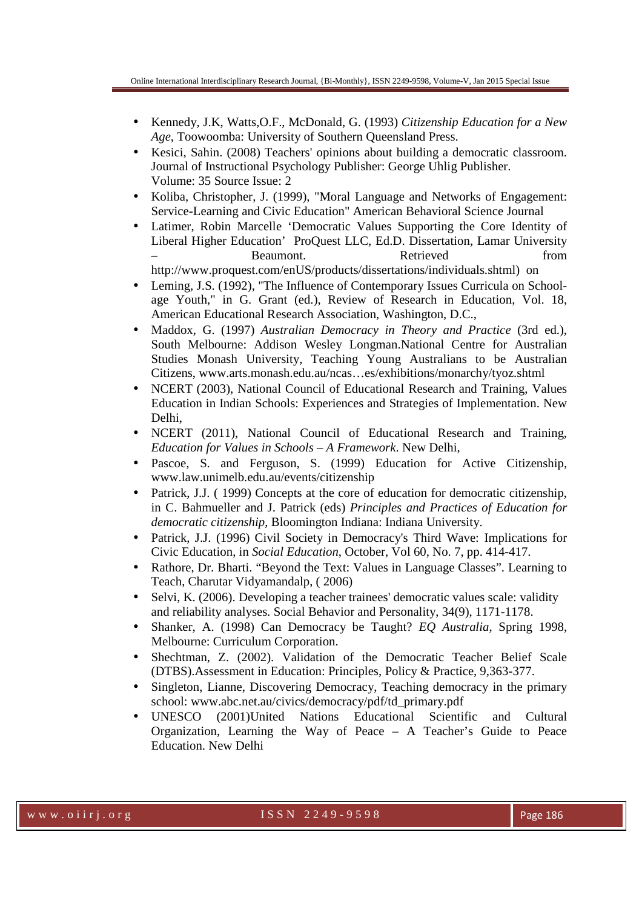- Kennedy, J.K, Watts,O.F., McDonald, G. (1993) *Citizenship Education for a New Age*, Toowoomba: University of Southern Queensland Press.
- Kesici, Sahin. (2008) Teachers' opinions about building a democratic classroom. Journal of Instructional Psychology Publisher: George Uhlig Publisher. Volume: 35 Source Issue: 2
- Koliba, Christopher, J. (1999), "Moral Language and Networks of Engagement: Service-Learning and Civic Education" American Behavioral Science Journal
- Latimer, Robin Marcelle 'Democratic Values Supporting the Core Identity of Liberal Higher Education' ProQuest LLC, Ed.D. Dissertation, Lamar University – Beaumont. Retrieved from http://www.proquest.com/enUS/products/dissertations/individuals.shtml) on
- Leming, J.S. (1992), "The Influence of Contemporary Issues Curricula on School-age Youth," in G. Grant (ed.), Review of Research in Education, Vol. 18, American Educational Research Association, Washington, D.C.,
- Maddox, G. (1997) *Australian Democracy in Theory and Practice* (3rd ed.), South Melbourne: Addison Wesley Longman.National Centre for Australian Studies Monash University, Teaching Young Australians to be Australian Citizens, www.arts.monash.edu.au/ncas…es/exhibitions/monarchy/tyoz.shtml
- NCERT (2003), National Council of Educational Research and Training, Values Education in Indian Schools: Experiences and Strategies of Implementation. New Delhi,
- NCERT (2011), National Council of Educational Research and Training, *Education for Values in Schools – A Framework*. New Delhi,
- Pascoe, S. and Ferguson, S. (1999) Education for Active Citizenship, www.law.unimelb.edu.au/events/citizenship
- Patrick, J.J. ( 1999) Concepts at the core of education for democratic citizenship, in C. Bahmueller and J. Patrick (eds) *Principles and Practices of Education for democratic citizenship*, Bloomington Indiana: Indiana University.
- Patrick, J.J. (1996) Civil Society in Democracy's Third Wave: Implications for Civic Education, in *Social Education*, October, Vol 60, No. 7, pp. 414-417.
- Rathore, Dr. Bharti. "Beyond the Text: Values in Language Classes". Learning to Teach, Charutar Vidyamandalp, ( 2006)
- Selvi, K. (2006). Developing a teacher trainees' democratic values scale: validity and reliability analyses. Social Behavior and Personality, 34(9), 1171-1178.
- Shanker, A. (1998) Can Democracy be Taught? *EQ Australia*, Spring 1998, Melbourne: Curriculum Corporation.
- Shechtman, Z. (2002). Validation of the Democratic Teacher Belief Scale (DTBS).Assessment in Education: Principles, Policy & Practice, 9,363-377.
- Singleton, Lianne, Discovering Democracy, Teaching democracy in the primary school: www.abc.net.au/civics/democracy/pdf/td_primary.pdf
- UNESCO (2001)United Nations Educational Scientific and Cultural Organization, Learning the Way of Peace – A Teacher's Guide to Peace Education. New Delhi